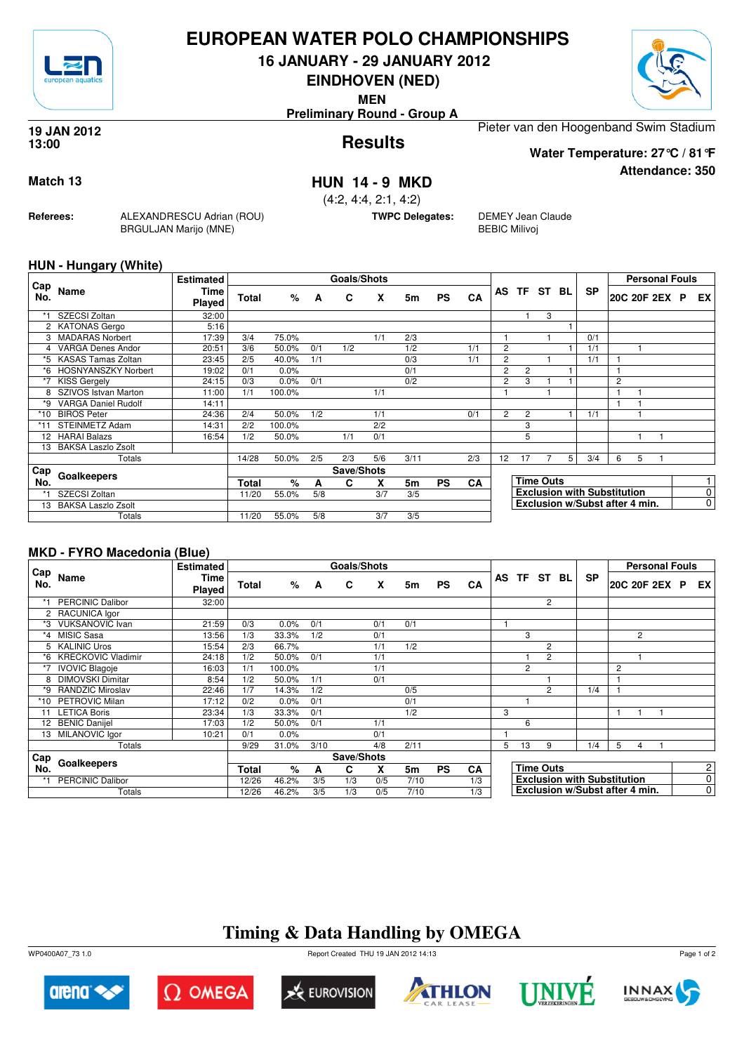# EUROPEAN WATER POLO CHAMPIONSHIPS

## 16 JANUARY - 29 JANUARY 2012

## EINDHOVEN (NED)

**MEN**

**Preliminary Round - Group A**

**19 JAN 2012**
**13:00**

## Results

Pieter van den Hoogenband Swim Stadium

**Water Temperature: 27°C / 81°F**

**Attendance: 350**

**Match 13**

## HUN 14 - 9 MKD

(4:2, 4:4, 2:1, 4:2)

**Referees:** ALEXANDRESCU Adrian (ROU), BRGULJAN Marijo (MNE)

**TWPC Delegates:** DEMEY Jean Claude, BEBIC Milivoj

### HUN - Hungary (White)

| Cap No. | Name | Estimated Time Played | Total | % | A | C | X | 5m | PS | CA | AS | TF | ST | BL | SP | 20C | 20F | 2EX | P | EX |
|---|---|---|---|---|---|---|---|---|---|---|---|---|---|---|---|---|---|---|---|---|
| *1 | SZECSI Zoltan | 32:00 | | | | | | | | | | 1 | 3 | | | | | | | |
| 2 | KATONAS Gergo | 5:16 | | | | | | | | | | | | 1 | | | | | | |
| 3 | MADARAS Norbert | 17:39 | 3/4 | 75.0% | | | 1/1 | 2/3 | | | 1 | | 1 | | 0/1 | | | | | |
| 4 | VARGA Denes Andor | 20:51 | 3/6 | 50.0% | 0/1 | 1/2 | | 1/2 | | 1/1 | 2 | | | 1 | 1/1 | | 1 | | | |
| *5 | KASAS Tamas Zoltan | 23:45 | 2/5 | 40.0% | 1/1 | | | 0/3 | | 1/1 | 2 | | 1 | | 1/1 | 1 | | | | |
| *6 | HOSNYANSZKY Norbert | 19:02 | 0/1 | 0.0% | | | | 0/1 | | | 2 | 2 | | 1 | | 1 | | | | |
| *7 | KISS Gergely | 24:15 | 0/3 | 0.0% | 0/1 | | | 0/2 | | | 2 | 3 | 1 | 1 | | 2 | | | | |
| 8 | SZIVOS Istvan Marton | 11:00 | 1/1 | 100.0% | | | 1/1 | | | | 1 | | 1 | | | 1 | 1 | | | |
| *9 | VARGA Daniel Rudolf | 14:11 | | | | | | | | | | | | | | 1 | 1 | | | |
| *10 | BIROS Peter | 24:36 | 2/4 | 50.0% | 1/2 | | 1/1 | | | 0/1 | 2 | 2 | | 1 | 1/1 | | 1 | | | |
| *11 | STEINMETZ Adam | 14:31 | 2/2 | 100.0% | | | 2/2 | | | | | 3 | | | | | | | | |
| 12 | HARAI Balazs | 16:54 | 1/2 | 50.0% | | 1/1 | 0/1 | | | | | 5 | | | | | 1 | 1 | | |
| 13 | BAKSA Laszlo Zsolt | | | | | | | | | | | | | | | | | | | |
| | Totals | | 14/28 | 50.0% | 2/5 | 2/3 | 5/6 | 3/11 | | 2/3 | 12 | 17 | 7 | 5 | 3/4 | 6 | 5 | 1 | | |

| Cap No. | Goalkeepers | Total | % | A | C | X | 5m | PS | CA |
|---|---|---|---|---|---|---|---|---|---|
| *1 | SZECSI Zoltan | 11/20 | 55.0% | 5/8 | | 3/7 | 3/5 | | |
| 13 | BAKSA Laszlo Zsolt | | | | | | | | |
| | Totals | 11/20 | 55.0% | 5/8 | | 3/7 | 3/5 | | |

| | |
|---|---|
| Time Outs | 1 |
| Exclusion with Substitution | 0 |
| Exclusion w/Subst after 4 min. | 0 |

### MKD - FYRO Macedonia (Blue)

| Cap No. | Name | Estimated Time Played | Total | % | A | C | X | 5m | PS | CA | AS | TF | ST | BL | SP | 20C | 20F | 2EX | P | EX |
|---|---|---|---|---|---|---|---|---|---|---|---|---|---|---|---|---|---|---|---|---|
| *1 | PERCINIC Dalibor | 32:00 | | | | | | | | | | | 2 | | | | | | | |
| 2 | RACUNICA Igor | | | | | | | | | | | | | | | | | | | |
| *3 | VUKSANOVIC Ivan | 21:59 | 0/3 | 0.0% | 0/1 | | 0/1 | 0/1 | | | 1 | | | | | | | | | |
| *4 | MISIC Sasa | 13:56 | 1/3 | 33.3% | 1/2 | | 0/1 | | | | | 3 | | | | | 2 | | | |
| 5 | KALINIC Uros | 15:54 | 2/3 | 66.7% | | | 1/1 | 1/2 | | | | | 2 | | | | | | | |
| *6 | KRECKOVIC Vladimir | 24:18 | 1/2 | 50.0% | 0/1 | | 1/1 | | | | | 1 | 2 | | | | 1 | | | |
| *7 | IVOVIC Blagoje | 16:03 | 1/1 | 100.0% | | | 1/1 | | | | | 2 | | | | 2 | | | | |
| 8 | DIMOVSKI Dimitar | 8:54 | 1/2 | 50.0% | 1/1 | | 0/1 | | | | | | 1 | | | 1 | | | | |
| *9 | RANDZIC Miroslav | 22:46 | 1/7 | 14.3% | 1/2 | | | 0/5 | | | | | 2 | | 1/4 | 1 | | | | |
| *10 | PETROVIC Milan | 17:12 | 0/2 | 0.0% | 0/1 | | | 0/1 | | | | 1 | | | | | | | | |
| 11 | LETICA Boris | 23:34 | 1/3 | 33.3% | 0/1 | | | 1/2 | | | 3 | | | | | 1 | 1 | 1 | | |
| 12 | BENIC Danijel | 17:03 | 1/2 | 50.0% | 0/1 | | 1/1 | | | | | 6 | | | | | | | | |
| 13 | MILANOVIC Igor | 10:21 | 0/1 | 0.0% | | | 0/1 | | | | 1 | | | | | | | | | |
| | Totals | | 9/29 | 31.0% | 3/10 | | 4/8 | 2/11 | | | 5 | 13 | 9 | | 1/4 | 5 | 4 | 1 | | |

| Cap No. | Goalkeepers | Total | % | A | C | X | 5m | PS | CA |
|---|---|---|---|---|---|---|---|---|---|
| *1 | PERCINIC Dalibor | 12/26 | 46.2% | 3/5 | 1/3 | 0/5 | 7/10 | | 1/3 |
| | Totals | 12/26 | 46.2% | 3/5 | 1/3 | 0/5 | 7/10 | | 1/3 |

| | |
|---|---|
| Time Outs | 2 |
| Exclusion with Substitution | 0 |
| Exclusion w/Subst after 4 min. | 0 |

## Timing & Data Handling by OMEGA

WP0400A07_73 1.0 Report Created THU 19 JAN 2012 14:13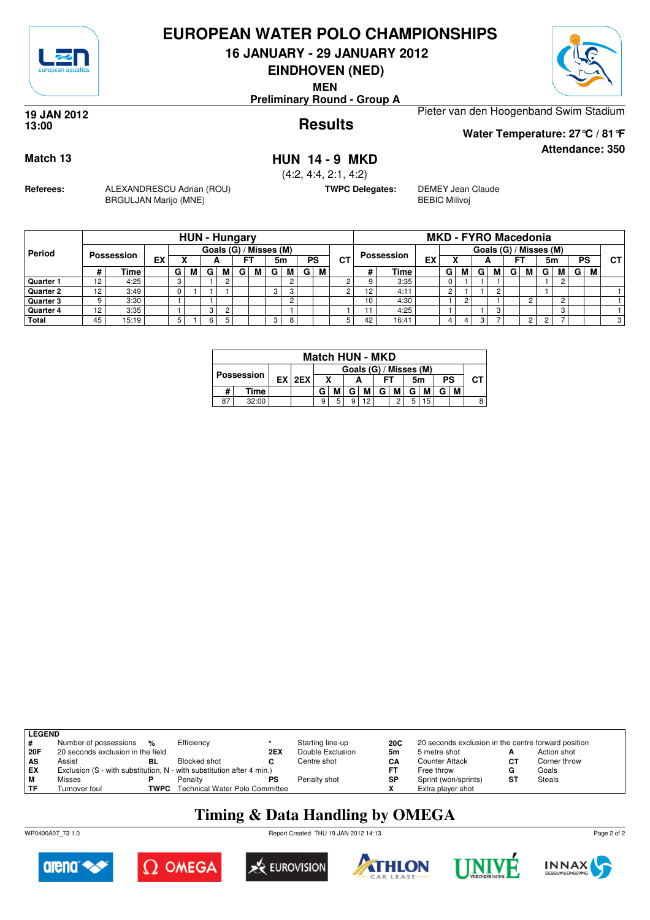# EUROPEAN WATER POLO CHAMPIONSHIPS

## 16 JANUARY - 29 JANUARY 2012

## EINDHOVEN (NED)

**MEN**

**Preliminary Round - Group A**

**19 JAN 2012**
**13:00**

## Results

Pieter van den Hoogenband Swim Stadium

**Water Temperature: 27°C / 81°F**

**Attendance: 350**

**Match 13**

## HUN 14 - 9 MKD

(4:2, 4:4, 2:1, 4:2)

**Referees:** ALEXANDRESCU Adrian (ROU), BRGULJAN Marijo (MNE)

**TWPC Delegates:** DEMEY Jean Claude, BEBIC Milivoj

| Period | HUN - Hungary | | | | | | | | | | | | | | MKD - FYRO Macedonia | | | | | | | | | | | | | |
|---|---|---|---|---|---|---|---|---|---|---|---|---|---|---|---|---|---|---|---|---|---|---|---|---|---|---|---|---|
| | Possession | | EX | Goals (G) / Misses (M) | | | | | | | | | | CT | Possession | | EX | Goals (G) / Misses (M) | | | | | | | | | | CT |
| | | | | X | | A | | FT | | 5m | | PS | | | | | | X | | A | | FT | | 5m | | PS | | |
| | # | Time | | G | M | G | M | G | M | G | M | G | M | | # | Time | | G | M | G | M | G | M | G | M | G | M | |
| Quarter 1 | 12 | 4:25 | | 3 | | 1 | 2 | | | | 2 | | | 2 | 9 | 3:35 | | 0 | 1 | 1 | 1 | | | 1 | 2 | | | |
| Quarter 2 | 12 | 3:49 | | 0 | 1 | 1 | 1 | | | 3 | 3 | | | 2 | 12 | 4:11 | | 2 | 1 | 1 | 2 | | | 1 | | | | 1 |
| Quarter 3 | 9 | 3:30 | | 1 | | 1 | | | | | 2 | | | | 10 | 4:30 | | 1 | 2 | | 1 | | 2 | | 2 | | | 1 |
| Quarter 4 | 12 | 3:35 | | 1 | | 3 | 2 | | | | 1 | | | 1 | 11 | 4:25 | | 1 | | 1 | 3 | | | | 3 | | | 1 |
| Total | 45 | 15:19 | | 5 | 1 | 6 | 5 | | | 3 | 8 | | | 5 | 42 | 16:41 | | 4 | 4 | 3 | 7 | | 2 | 2 | 7 | | | 3 |

| Match HUN - MKD | | | | | | | | | | | | | | |
|---|---|---|---|---|---|---|---|---|---|---|---|---|---|---|
| Possession | | EX | 2EX | Goals (G) / Misses (M) | | | | | | | | | | CT |
| | | | | X | | A | | FT | | 5m | | PS | | |
| # | Time | | | G | M | G | M | G | M | G | M | G | M | |
| 87 | 32:00 | | | 9 | 5 | 9 | 12 | | 2 | 5 | 15 | | | 8 |

| LEGEND | | | | | | | | | |
|---|---|---|---|---|---|---|---|---|---|
| # | Number of possessions | % | Efficiency | * | Starting line-up | 20C | 20 seconds exclusion in the centre forward position | | |
| 20F | 20 seconds exclusion in the field | | | 2EX | Double Exclusion | 5m | 5 metre shot | A | Action shot |
| AS | Assist | BL | Blocked shot | C | Centre shot | CA | Counter Attack | CT | Corner throw |
| EX | Exclusion (S - with substitution, N - with substitution after 4 min.) | | | | | FT | Free throw | G | Goals |
| M | Misses | P | Penalty | PS | Penalty shot | SP | Sprint (won/sprints) | ST | Steals |
| TF | Turnover foul | TWPC | Technical Water Polo Committee | | | X | Extra player shot | | |

## Timing & Data Handling by OMEGA

WP0400A07_73 1.0 — Report Created THU 19 JAN 2012 14:13